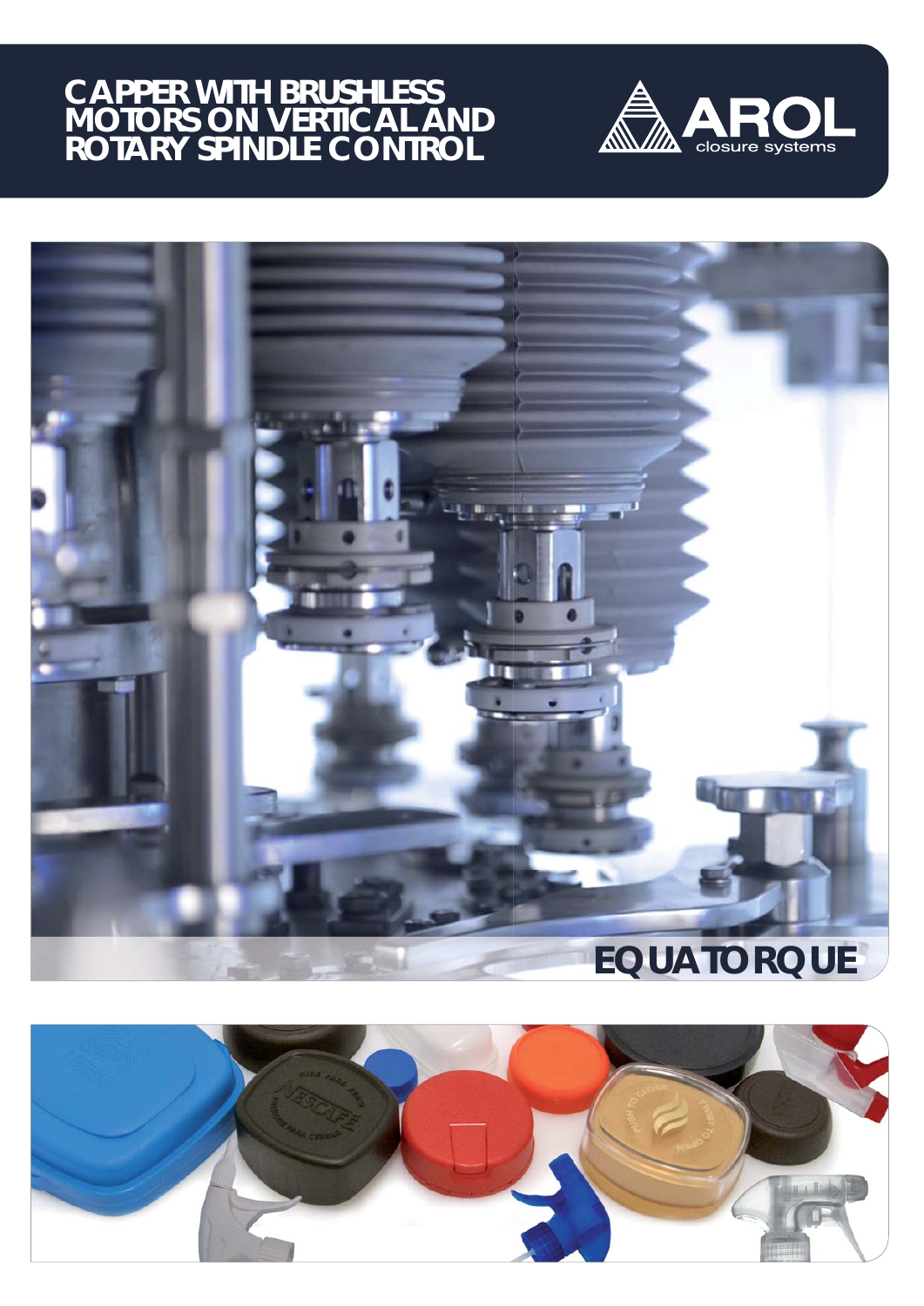# CAPPER WITH BRUSHLESS MOTORS ON VERTICAL AND ROTARY SPINDLE CONTROL

AROL closure systems

## EQUATORQUE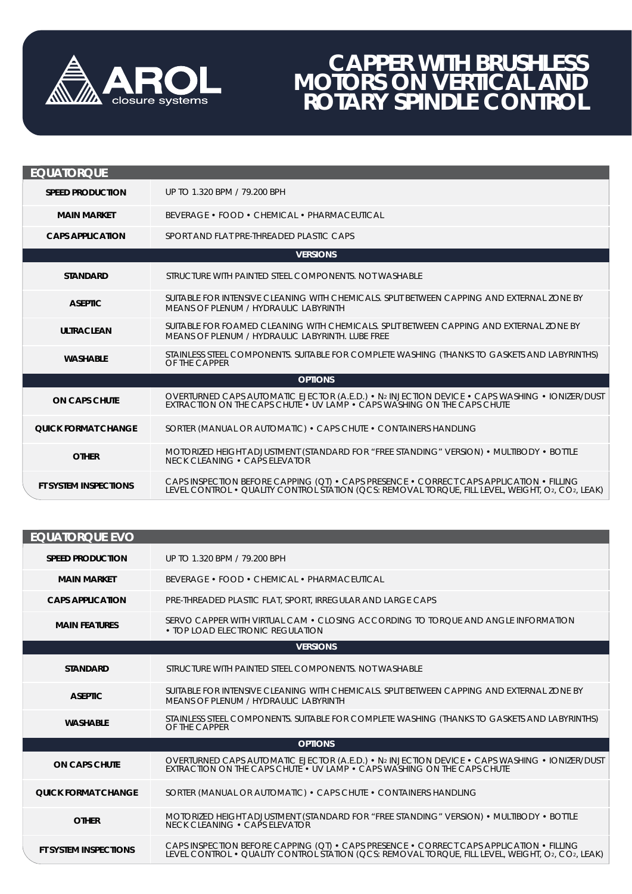# CAPPER WITH BRUSHLESS MOTORS ON VERTICAL AND ROTARY SPINDLE CONTROL

## EQUATORQUE

| | |
|---|---|
| **SPEED PRODUCTION** | UP TO 1.320 BPM / 79.200 BPH |
| **MAIN MARKET** | BEVERAGE • FOOD • CHEMICAL • PHARMACEUTICAL |
| **CAPS APPLICATION** | SPORT AND FLAT PRE-THREADED PLASTIC CAPS |
| **VERSIONS** | |
| **STANDARD** | STRUCTURE WITH PAINTED STEEL COMPONENTS. NOT WASHABLE |
| **ASEPTIC** | SUITABLE FOR INTENSIVE CLEANING WITH CHEMICALS. SPLIT BETWEEN CAPPING AND EXTERNAL ZONE BY MEANS OF PLENUM / HYDRAULIC LABYRINTH |
| **ULTRACLEAN** | SUITABLE FOR FOAMED CLEANING WITH CHEMICALS. SPLIT BETWEEN CAPPING AND EXTERNAL ZONE BY MEANS OF PLENUM / HYDRAULIC LABYRINTH. LUBE FREE |
| **WASHABLE** | STAINLESS STEEL COMPONENTS. SUITABLE FOR COMPLETE WASHING (THANKS TO GASKETS AND LABYRINTHS) OF THE CAPPER |
| **OPTIONS** | |
| **ON CAPS CHUTE** | OVERTURNED CAPS AUTOMATIC EJECTOR (A.E.D.) • $N_2$ INJECTION DEVICE • CAPS WASHING • IONIZER/DUST EXTRACTION ON THE CAPS CHUTE • UV LAMP • CAPS WASHING ON THE CAPS CHUTE |
| **QUICK FORMAT CHANGE** | SORTER (MANUAL OR AUTOMATIC) • CAPS CHUTE • CONTAINERS HANDLING |
| **OTHER** | MOTORIZED HEIGHT ADJUSTMENT (STANDARD FOR "FREE STANDING" VERSION) • MULTIBODY • BOTTLE NECK CLEANING • CAPS ELEVATOR |
| **FT SYSTEM INSPECTIONS** | CAPS INSPECTION BEFORE CAPPING (QT) • CAPS PRESENCE • CORRECT CAPS APPLICATION • FILLING LEVEL CONTROL • QUALITY CONTROL STATION (QCS: REMOVAL TORQUE, FILL LEVEL, WEIGHT, $O_2$, $CO_2$, LEAK) |

## EQUATORQUE EVO

| | |
|---|---|
| **SPEED PRODUCTION** | UP TO 1.320 BPM / 79.200 BPH |
| **MAIN MARKET** | BEVERAGE • FOOD • CHEMICAL • PHARMACEUTICAL |
| **CAPS APPLICATION** | PRE-THREADED PLASTIC FLAT, SPORT, IRREGULAR AND LARGE CAPS |
| **MAIN FEATURES** | SERVO CAPPER WITH VIRTUAL CAM • CLOSING ACCORDING TO TORQUE AND ANGLE INFORMATION • TOP LOAD ELECTRONIC REGULATION |
| **VERSIONS** | |
| **STANDARD** | STRUCTURE WITH PAINTED STEEL COMPONENTS. NOT WASHABLE |
| **ASEPTIC** | SUITABLE FOR INTENSIVE CLEANING WITH CHEMICALS. SPLIT BETWEEN CAPPING AND EXTERNAL ZONE BY MEANS OF PLENUM / HYDRAULIC LABYRINTH |
| **WASHABLE** | STAINLESS STEEL COMPONENTS. SUITABLE FOR COMPLETE WASHING (THANKS TO GASKETS AND LABYRINTHS) OF THE CAPPER |
| **OPTIONS** | |
| **ON CAPS CHUTE** | OVERTURNED CAPS AUTOMATIC EJECTOR (A.E.D.) • $N_2$ INJECTION DEVICE • CAPS WASHING • IONIZER/DUST EXTRACTION ON THE CAPS CHUTE • UV LAMP • CAPS WASHING ON THE CAPS CHUTE |
| **QUICK FORMAT CHANGE** | SORTER (MANUAL OR AUTOMATIC) • CAPS CHUTE • CONTAINERS HANDLING |
| **OTHER** | MOTORIZED HEIGHT ADJUSTMENT (STANDARD FOR "FREE STANDING" VERSION) • MULTIBODY • BOTTLE NECK CLEANING • CAPS ELEVATOR |
| **FT SYSTEM INSPECTIONS** | CAPS INSPECTION BEFORE CAPPING (QT) • CAPS PRESENCE • CORRECT CAPS APPLICATION • FILLING LEVEL CONTROL • QUALITY CONTROL STATION (QCS: REMOVAL TORQUE, FILL LEVEL, WEIGHT, $O_2$, $CO_2$, LEAK) |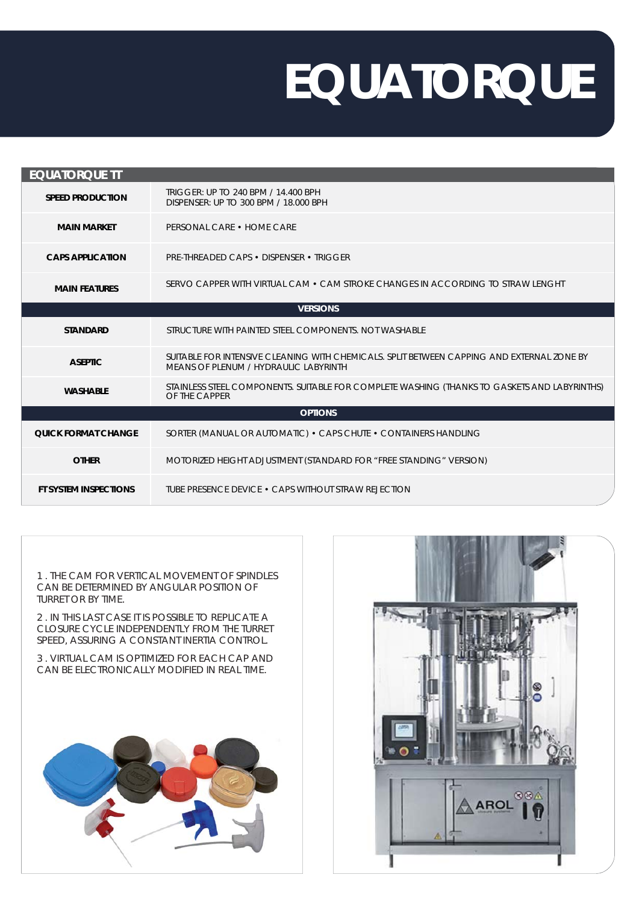# EQUATORQUE

| EQUATORQUE TT | |
|---|---|
| SPEED PRODUCTION | TRIGGER: UP TO 240 BPM / 14.400 BPH<br>DISPENSER: UP TO 300 BPM / 18.000 BPH |
| MAIN MARKET | PERSONAL CARE • HOME CARE |
| CAPS APPLICATION | PRE-THREADED CAPS • DISPENSER • TRIGGER |
| MAIN FEATURES | SERVO CAPPER WITH VIRTUAL CAM • CAM STROKE CHANGES IN ACCORDING TO STRAW LENGHT |
| **VERSIONS** | |
| STANDARD | STRUCTURE WITH PAINTED STEEL COMPONENTS. NOT WASHABLE |
| ASEPTIC | SUITABLE FOR INTENSIVE CLEANING WITH CHEMICALS. SPLIT BETWEEN CAPPING AND EXTERNAL ZONE BY MEANS OF PLENUM / HYDRAULIC LABYRINTH |
| WASHABLE | STAINLESS STEEL COMPONENTS. SUITABLE FOR COMPLETE WASHING (THANKS TO GASKETS AND LABYRINTHS) OF THE CAPPER |
| **OPTIONS** | |
| QUICK FORMAT CHANGE | SORTER (MANUAL OR AUTOMATIC) • CAPS CHUTE • CONTAINERS HANDLING |
| OTHER | MOTORIZED HEIGHT ADJUSTMENT (STANDARD FOR "FREE STANDING" VERSION) |
| FT SYSTEM INSPECTIONS | TUBE PRESENCE DEVICE • CAPS WITHOUT STRAW REJECTION |

1. THE CAM FOR VERTICAL MOVEMENT OF SPINDLES CAN BE DETERMINED BY ANGULAR POSITION OF TURRET OR BY TIME.
2. IN THIS LAST CASE IT IS POSSIBLE TO REPLICATE A CLOSURE CYCLE INDEPENDENTLY FROM THE TURRET SPEED, ASSURING A CONSTANT INERTIA CONTROL.
3. VIRTUAL CAM IS OPTIMIZED FOR EACH CAP AND CAN BE ELECTRONICALLY MODIFIED IN REAL TIME.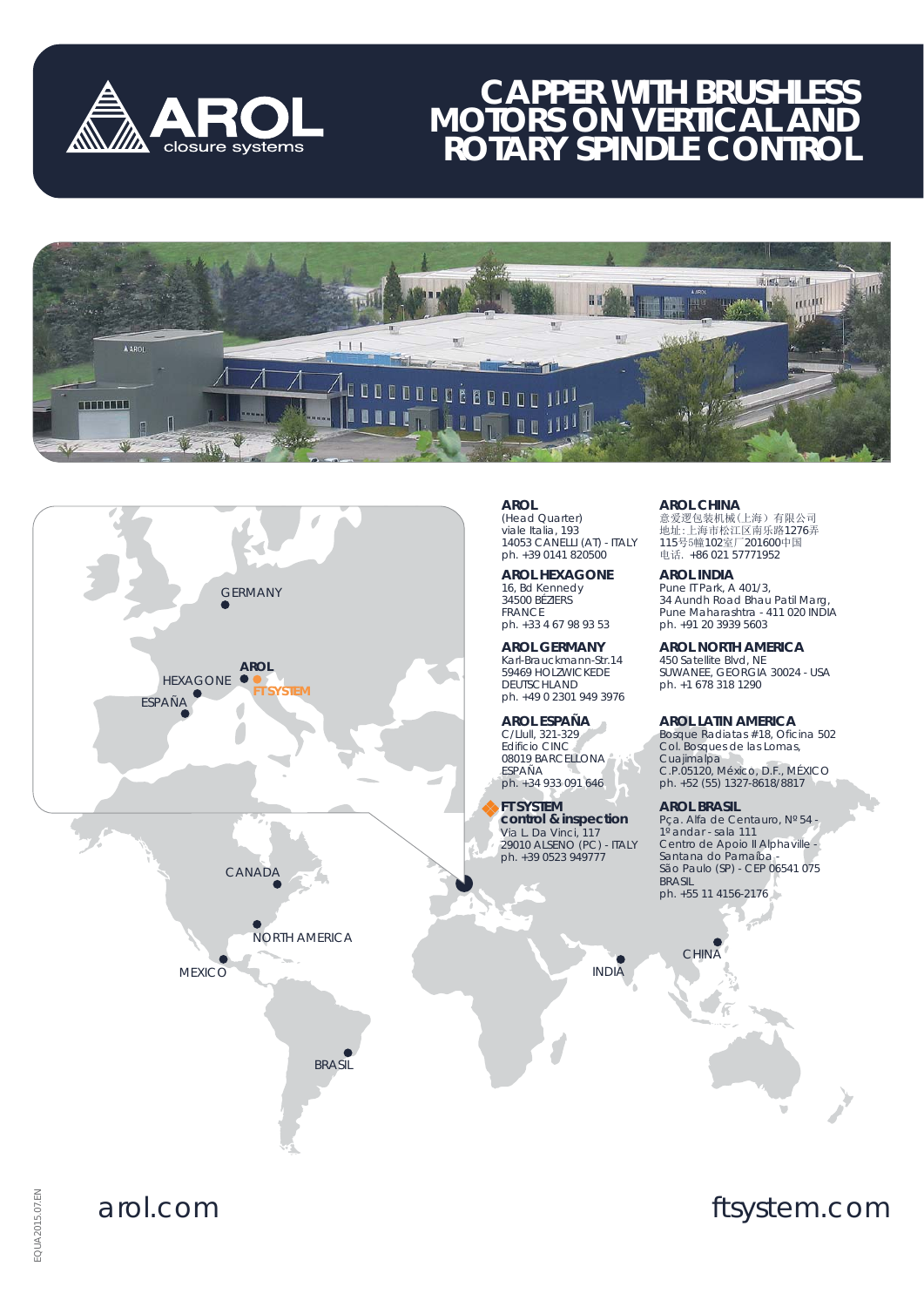AROL closure systems

# CAPPER WITH BRUSHLESS MOTORS ON VERTICAL AND ROTARY SPINDLE CONTROL

GERMANY
AROL
HEXAGONE
ESPAÑA
FT SYSTEM
CANADA
NORTH AMERICA
MEXICO
BRASIL
INDIA
CHINA

**AROL**
(Head Quarter)
viale Italia, 193
14053 CANELLI (AT) - ITALY
ph. +39 0141 820500

**AROL HEXAGONE**
16, Bd Kennedy
34500 BÉZIERS
FRANCE
ph. +33 4 67 98 93 53

**AROL GERMANY**
Karl-Brauckmann-Str.14
59469 HOLZWICKEDE
DEUTSCHLAND
ph. +49 0 2301 949 3976

**AROL ESPAÑA**
C/Llull, 321-329
Edificio CINC
08019 BARCELLONA
ESPAÑA
ph. +34 933 091 646

**FT SYSTEM**
**control & inspection**
Via L. Da Vinci, 117
29010 ALSENO (PC) - ITALY
ph. +39 0523 949777

**AROL CHINA**
意爱逻包装机械(上海)有限公司
地址:上海市松江区南乐路1276弄
115号5幢102室厂201600中国
电话. +86 021 57771952

**AROL INDIA**
Pune IT Park, A 401/3,
34 Aundh Road Bhau Patil Marg,
Pune Maharashtra - 411 020 INDIA
ph. +91 20 3939 5603

**AROL NORTH AMERICA**
450 Satellite Blvd, NE
SUWANEE, GEORGIA 30024 - USA
ph. +1 678 318 1290

**AROL LATIN AMERICA**
Bosque Radiatas #18, Oficina 502
Col. Bosques de las Lomas,
Cuajimalpa
C.P.05120, México, D.F., MÉXICO
ph. +52 (55) 1327-8618/8817

**AROL BRASIL**
Pça. Alfa de Centauro, Nº 54 -
1º andar - sala 111
Centro de Apoio II Alphaville -
Santana do Parnaíba -
São Paulo (SP) - CEP 06541 075
BRASIL
ph. +55 11 4156-2176

EQUA 2015.07.EN

arol.com

ftsystem.com